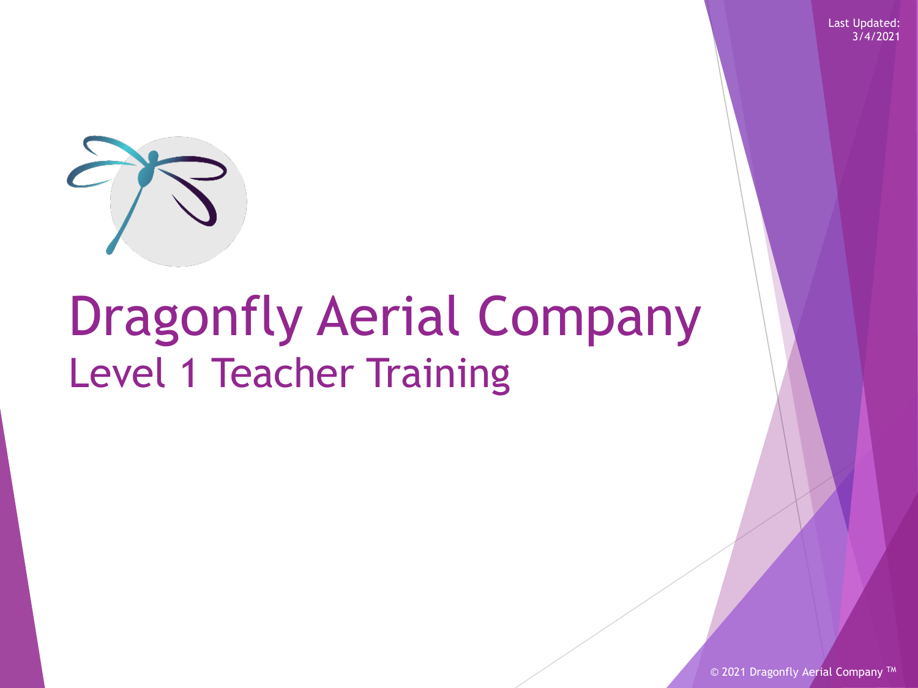Last Updated: 3/4/2021

# Dragonfly Aerial Company

## Level 1 Teacher Training

© 2021 Dragonfly Aerial Company ™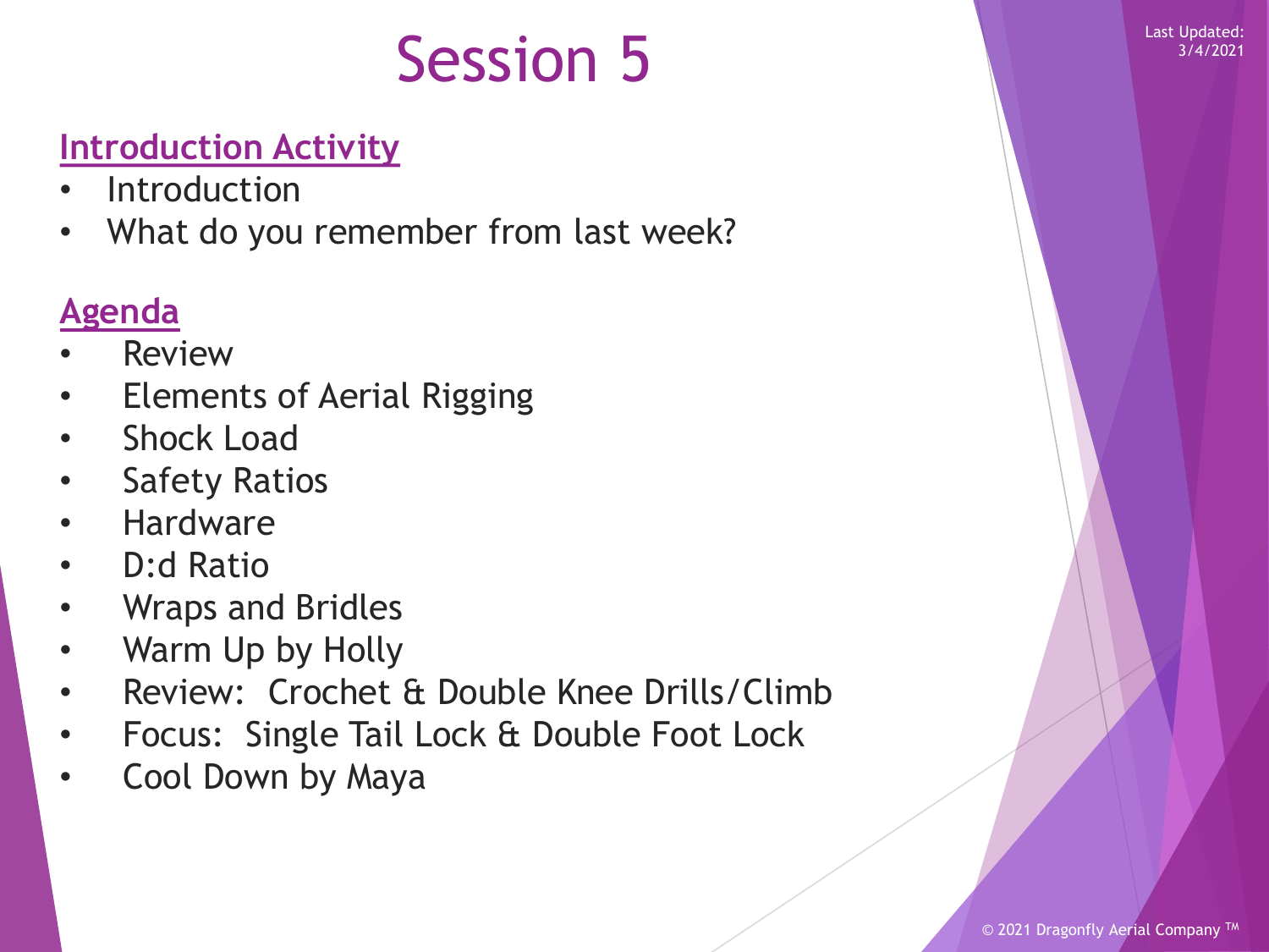# Session 5

Last Updated: 3/4/2021

## Introduction Activity

- Introduction
- What do you remember from last week?

## Agenda

- Review
- Elements of Aerial Rigging
- Shock Load
- Safety Ratios
- Hardware
- D:d Ratio
- Wraps and Bridles
- Warm Up by Holly
- Review: Crochet & Double Knee Drills/Climb
- Focus: Single Tail Lock & Double Foot Lock
- Cool Down by Maya

© 2021 Dragonfly Aerial Company ™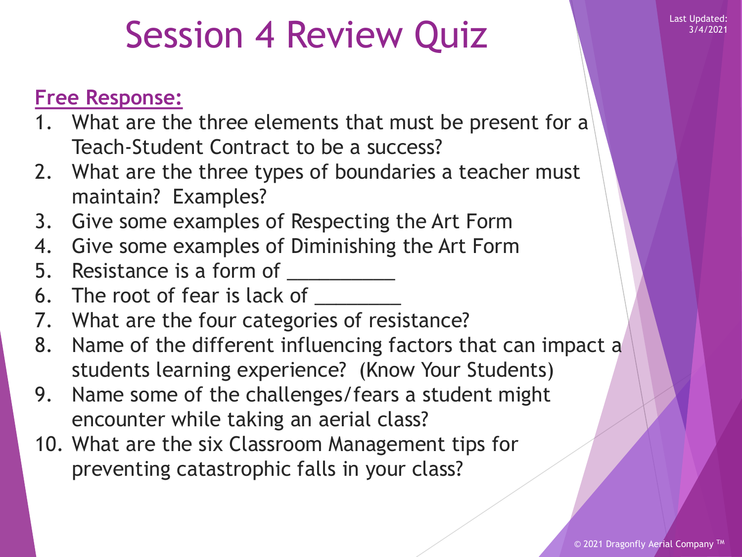# Session 4 Review Quiz

Last Updated: 3/4/2021

**Free Response:**

1. What are the three elements that must be present for a Teach-Student Contract to be a success?
2. What are the three types of boundaries a teacher must maintain? Examples?
3. Give some examples of Respecting the Art Form
4. Give some examples of Diminishing the Art Form
5. Resistance is a form of __________
6. The root of fear is lack of ________
7. What are the four categories of resistance?
8. Name of the different influencing factors that can impact a students learning experience? (Know Your Students)
9. Name some of the challenges/fears a student might encounter while taking an aerial class?
10. What are the six Classroom Management tips for preventing catastrophic falls in your class?

© 2021 Dragonfly Aerial Company ™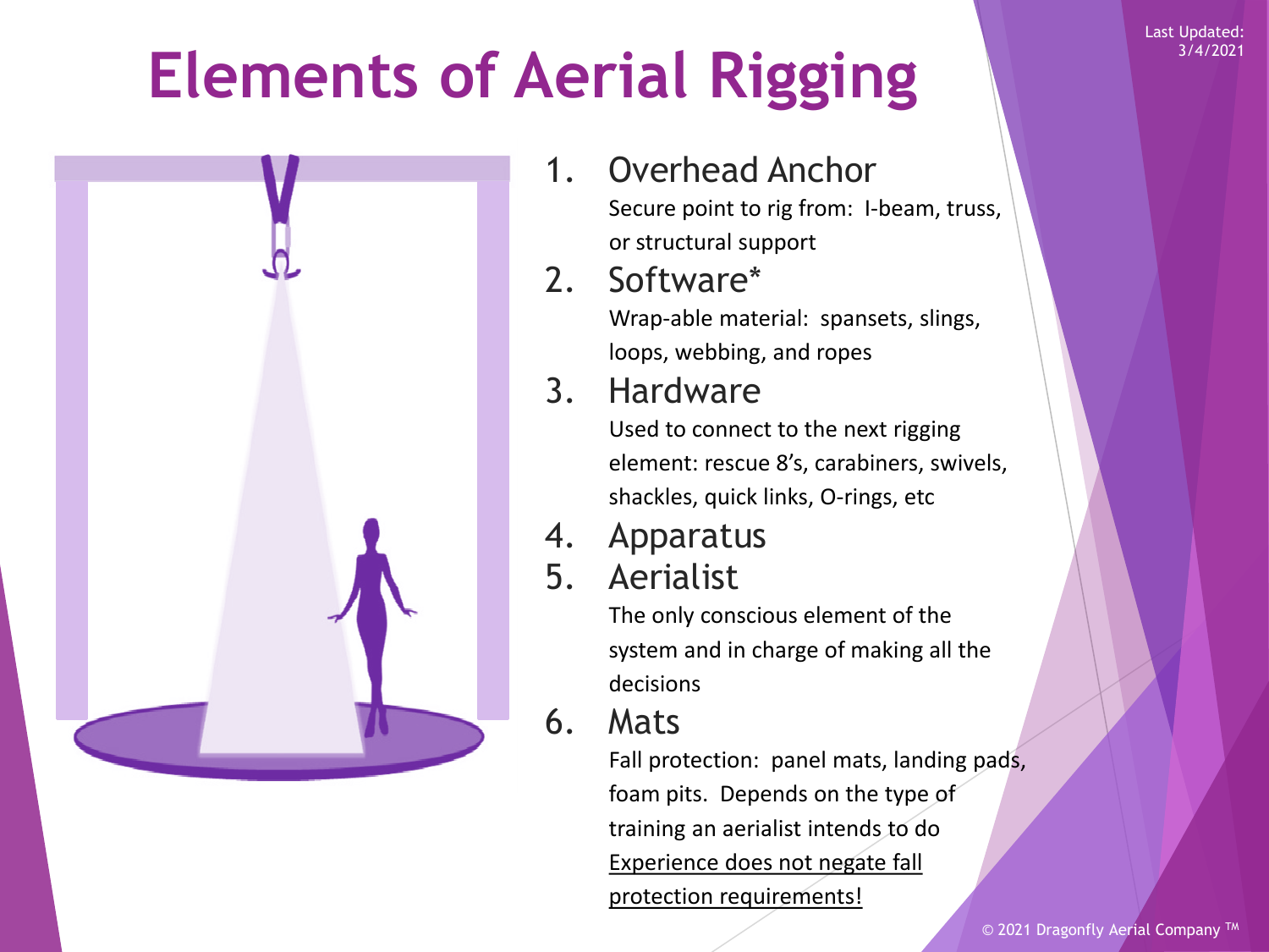# Elements of Aerial Rigging

1. Overhead Anchor

   Secure point to rig from: I-beam, truss, or structural support

2. Software*

   Wrap-able material: spansets, slings, loops, webbing, and ropes

3. Hardware

   Used to connect to the next rigging element: rescue 8's, carabiners, swivels, shackles, quick links, O-rings, etc

4. Apparatus

5. Aerialist

   The only conscious element of the system and in charge of making all the decisions

6. Mats

   Fall protection: panel mats, landing pads, foam pits. Depends on the type of training an aerialist intends to do

   <u>Experience does not negate fall protection requirements!</u>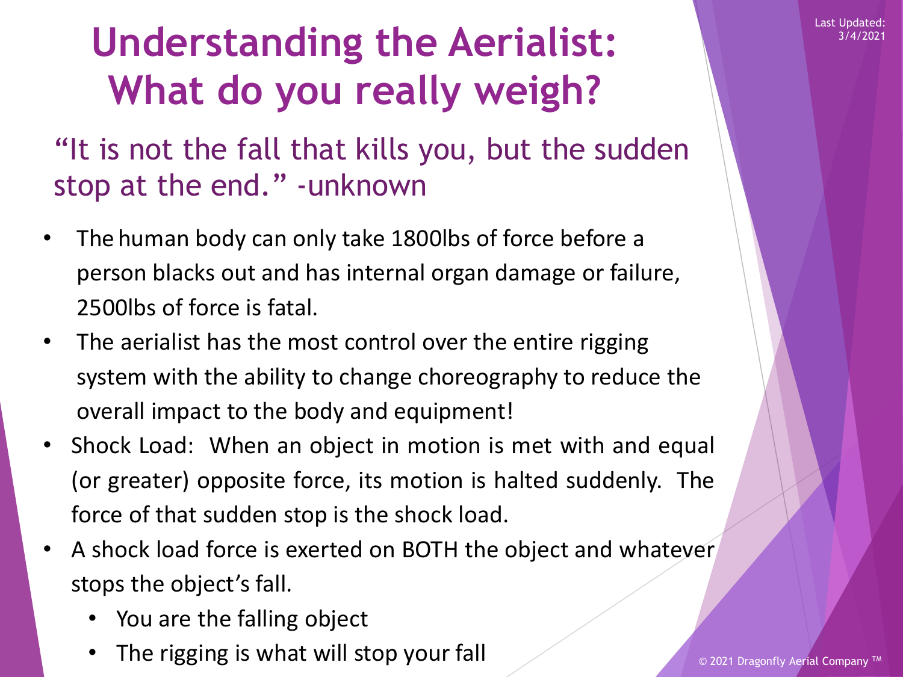# Understanding the Aerialist: What do you really weigh?

Last Updated: 3/4/2021

"It is not the fall that kills you, but the sudden stop at the end." -unknown

- The human body can only take 1800lbs of force before a person blacks out and has internal organ damage or failure, 2500lbs of force is fatal.
- The aerialist has the most control over the entire rigging system with the ability to change choreography to reduce the overall impact to the body and equipment!
- Shock Load: When an object in motion is met with and equal (or greater) opposite force, its motion is halted suddenly. The force of that sudden stop is the shock load.
- A shock load force is exerted on BOTH the object and whatever stops the object's fall.
  - You are the falling object
  - The rigging is what will stop your fall

© 2021 Dragonfly Aerial Company ™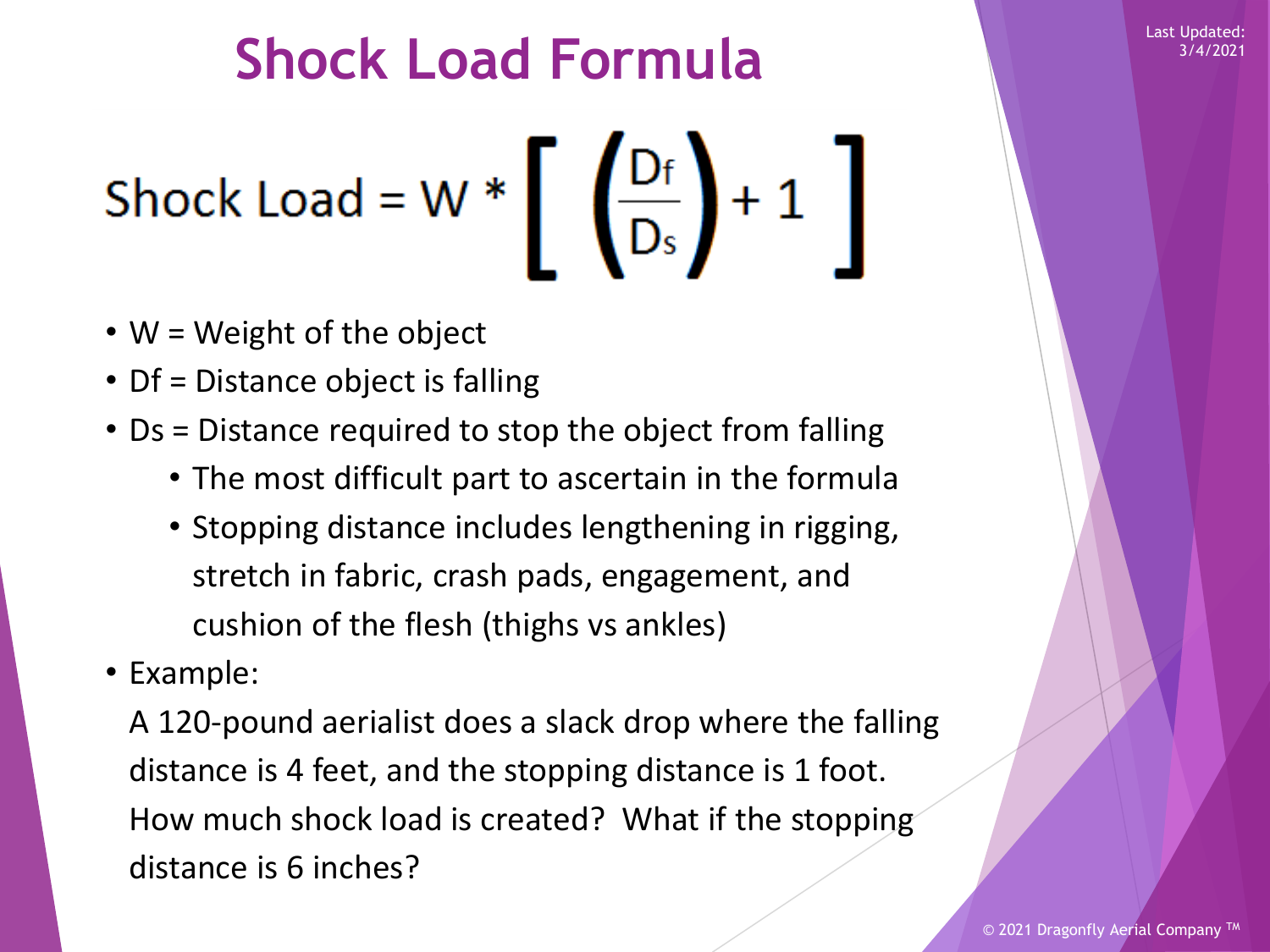# Shock Load Formula

$$\text{Shock Load} = W * \left[ \left( \frac{D_f}{D_s} \right) + 1 \right]$$

- W = Weight of the object
- Df = Distance object is falling
- Ds = Distance required to stop the object from falling
  - The most difficult part to ascertain in the formula
  - Stopping distance includes lengthening in rigging, stretch in fabric, crash pads, engagement, and cushion of the flesh (thighs vs ankles)
- Example:

  A 120-pound aerialist does a slack drop where the falling distance is 4 feet, and the stopping distance is 1 foot. How much shock load is created? What if the stopping distance is 6 inches?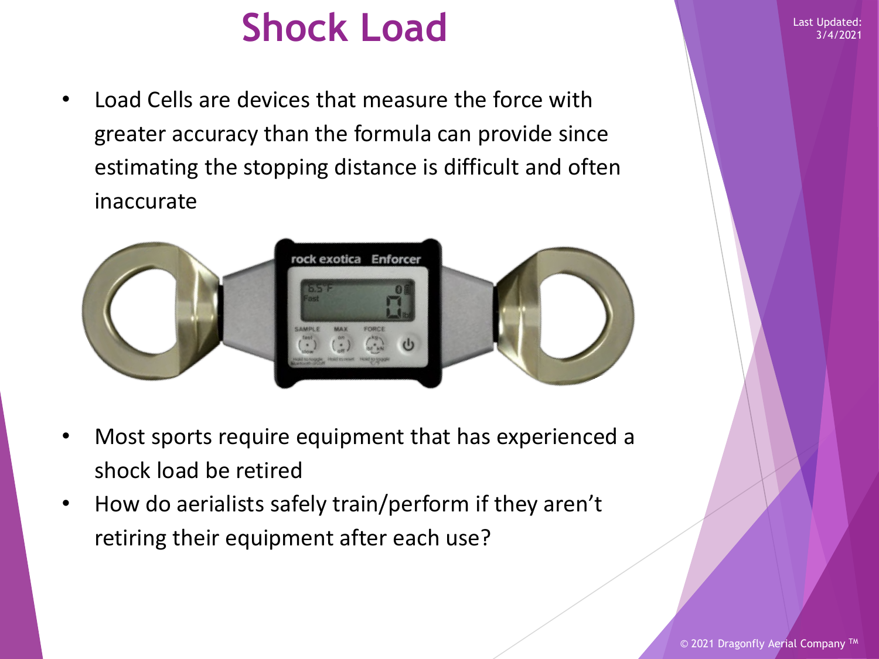# Shock Load

- Load Cells are devices that measure the force with greater accuracy than the formula can provide since estimating the stopping distance is difficult and often inaccurate
- Most sports require equipment that has experienced a shock load be retired
- How do aerialists safely train/perform if they aren't retiring their equipment after each use?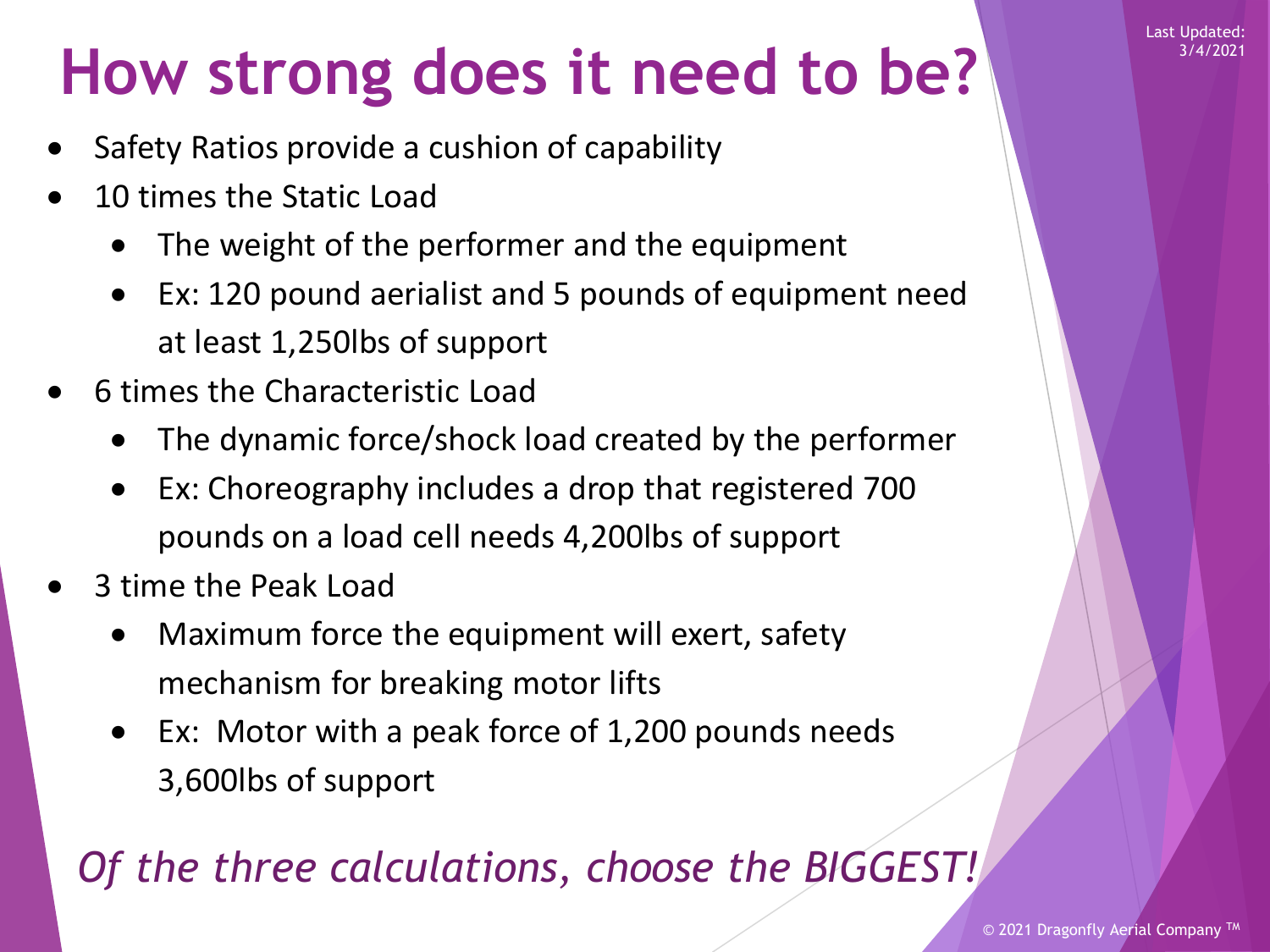# How strong does it need to be?

- Safety Ratios provide a cushion of capability
- 10 times the Static Load
  - The weight of the performer and the equipment
  - Ex: 120 pound aerialist and 5 pounds of equipment need at least 1,250lbs of support
- 6 times the Characteristic Load
  - The dynamic force/shock load created by the performer
  - Ex: Choreography includes a drop that registered 700 pounds on a load cell needs 4,200lbs of support
- 3 time the Peak Load
  - Maximum force the equipment will exert, safety mechanism for breaking motor lifts
  - Ex: Motor with a peak force of 1,200 pounds needs 3,600lbs of support

*Of the three calculations, choose the BIGGEST!*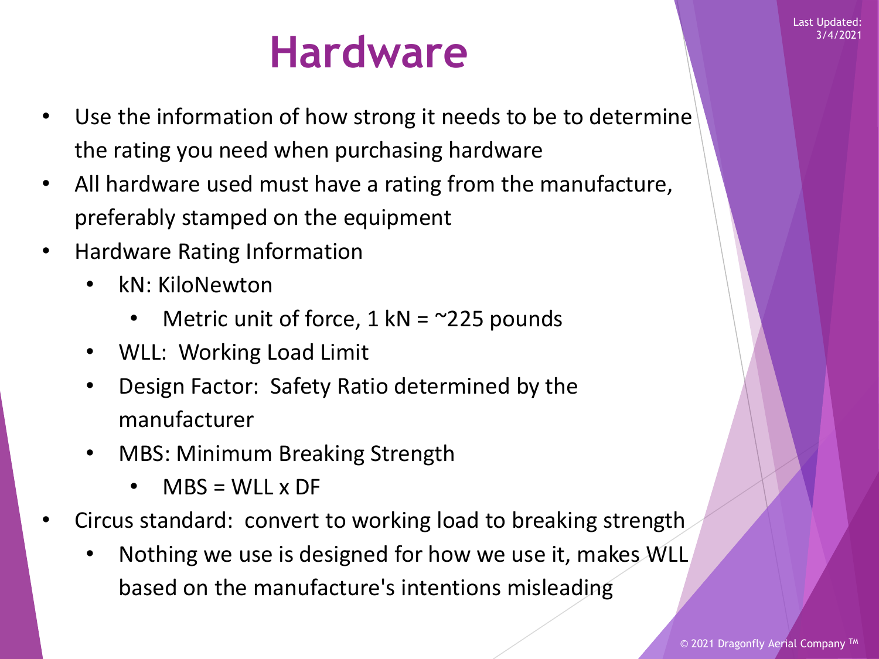# Hardware

- Use the information of how strong it needs to be to determine the rating you need when purchasing hardware
- All hardware used must have a rating from the manufacture, preferably stamped on the equipment
- Hardware Rating Information
  - kN: KiloNewton
    - Metric unit of force, 1 kN = ~225 pounds
  - WLL: Working Load Limit
  - Design Factor: Safety Ratio determined by the manufacturer
  - MBS: Minimum Breaking Strength
    - MBS = WLL x DF
- Circus standard: convert to working load to breaking strength
  - Nothing we use is designed for how we use it, makes WLL based on the manufacture's intentions misleading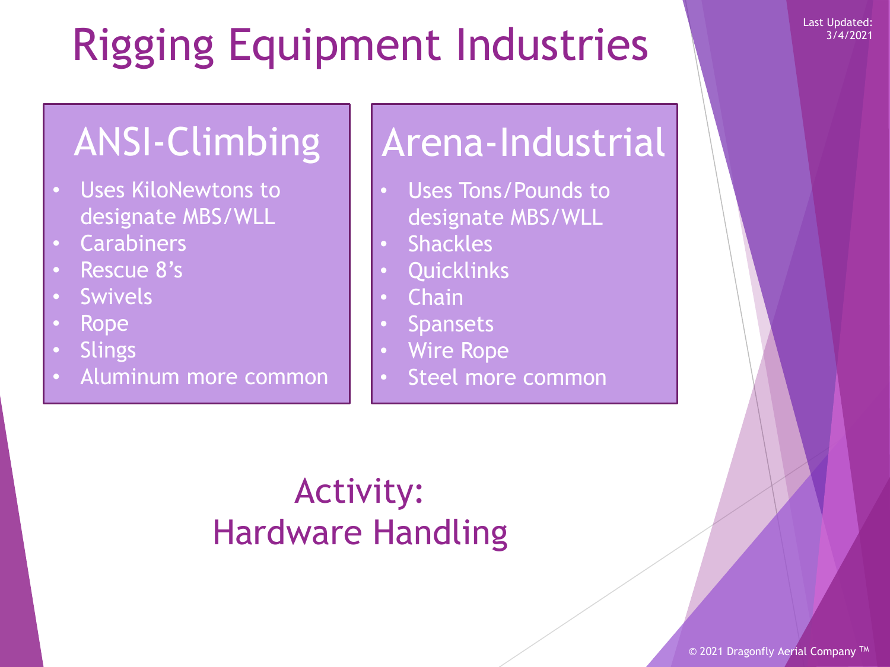# Rigging Equipment Industries

Last Updated: 3/4/2021

## ANSI-Climbing

- Uses KiloNewtons to designate MBS/WLL
- Carabiners
- Rescue 8's
- Swivels
- Rope
- Slings
- Aluminum more common

## Arena-Industrial

- Uses Tons/Pounds to designate MBS/WLL
- Shackles
- Quicklinks
- Chain
- Spansets
- Wire Rope
- Steel more common

## Activity: Hardware Handling

© 2021 Dragonfly Aerial Company ™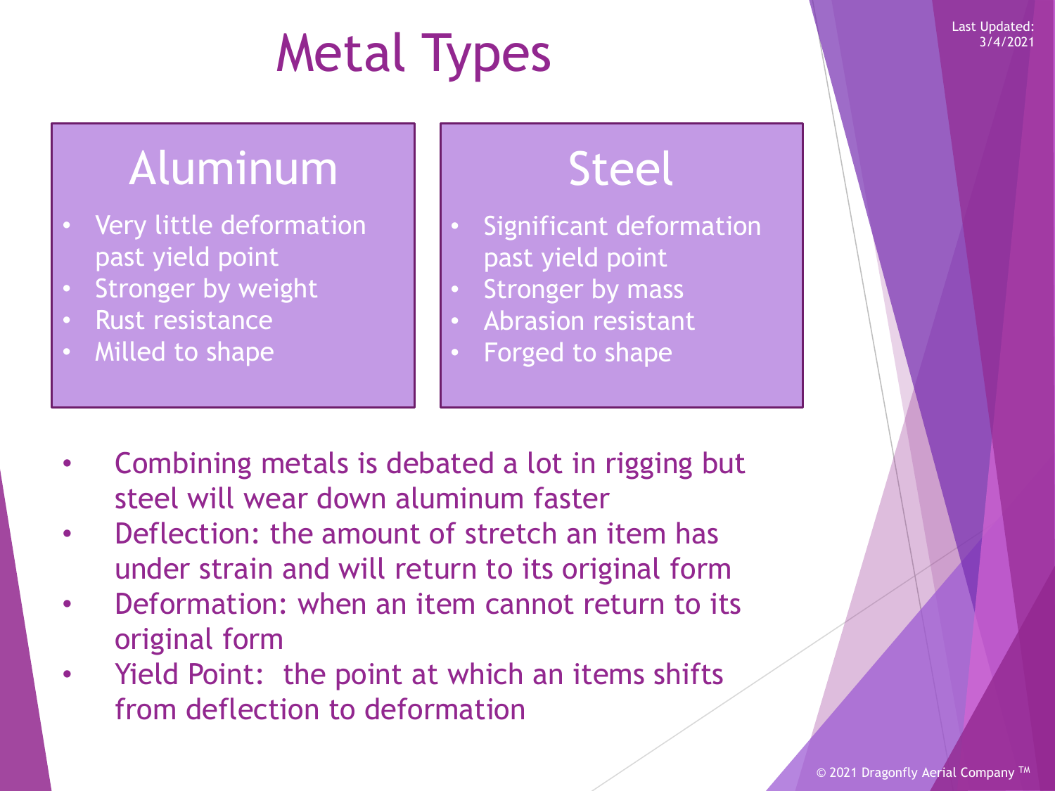# Metal Types

## Aluminum

- Very little deformation past yield point
- Stronger by weight
- Rust resistance
- Milled to shape

## Steel

- Significant deformation past yield point
- Stronger by mass
- Abrasion resistant
- Forged to shape

- Combining metals is debated a lot in rigging but steel will wear down aluminum faster
- Deflection: the amount of stretch an item has under strain and will return to its original form
- Deformation: when an item cannot return to its original form
- Yield Point: the point at which an items shifts from deflection to deformation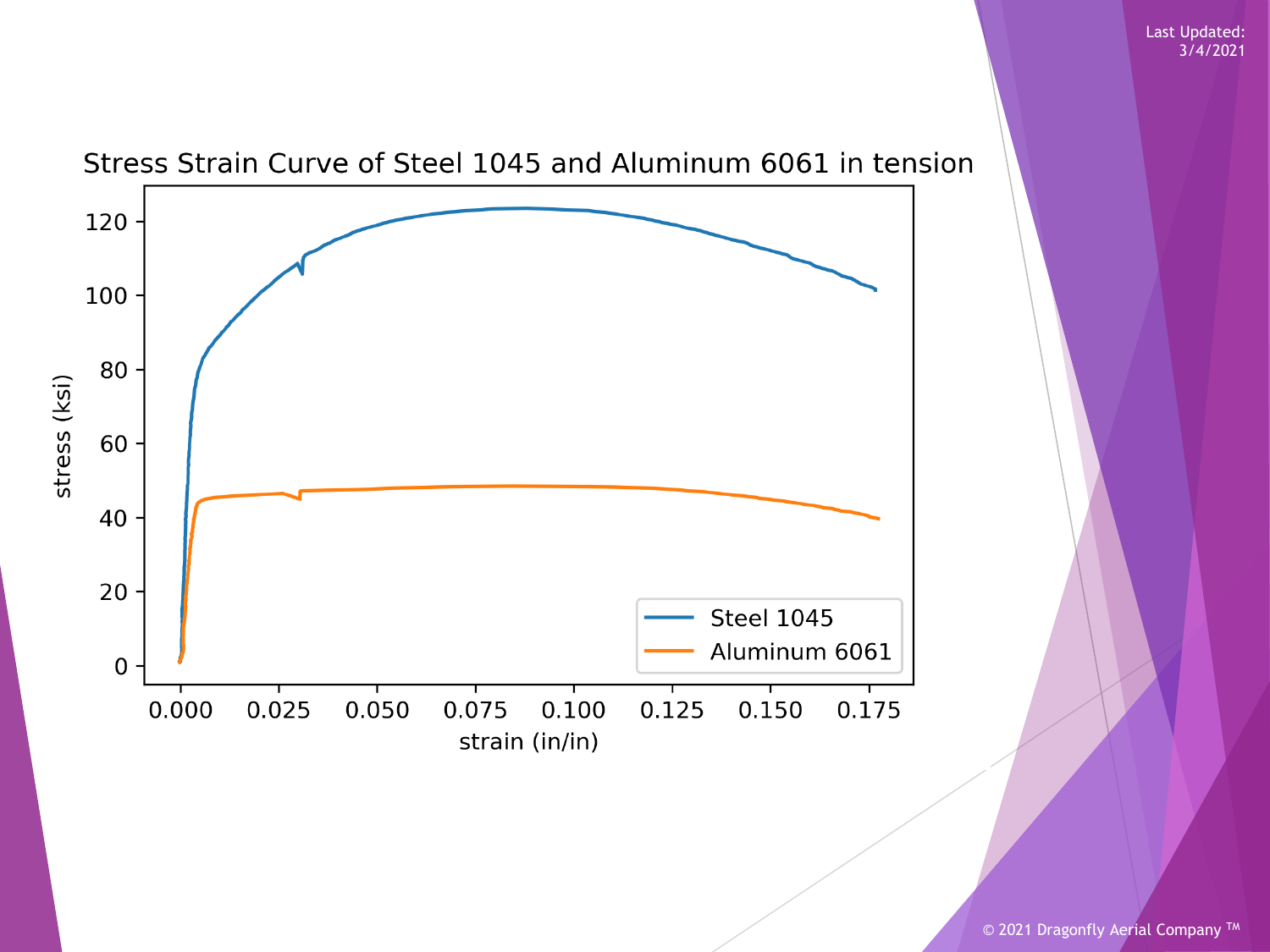Last Updated: 3/4/2021

Stress Strain Curve of Steel 1045 and Aluminum 6061 in tension

stress (ksi)

0
20
40
60
80
100
120

strain (in/in)

0.000
0.025
0.050
0.075
0.100
0.125
0.150
0.175

Steel 1045

Aluminum 6061

© 2021 Dragonfly Aerial Company ™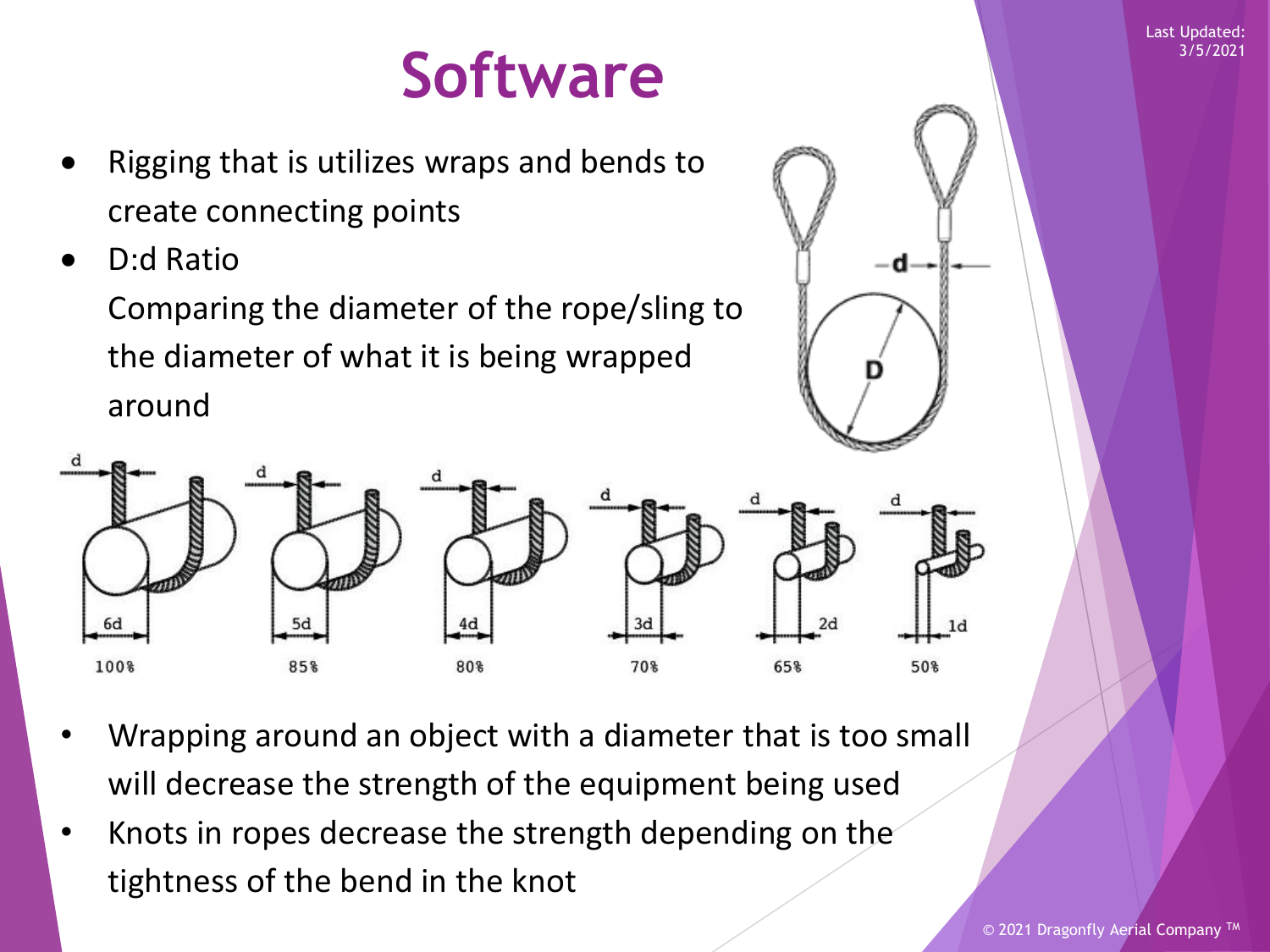# Software

- Rigging that is utilizes wraps and bends to create connecting points
- D:d Ratio

  Comparing the diameter of the rope/sling to the diameter of what it is being wrapped around

d

D

d d d d d d

6d 5d 4d 3d 2d 1d

100% 85% 80% 70% 65% 50%

- Wrapping around an object with a diameter that is too small will decrease the strength of the equipment being used
- Knots in ropes decrease the strength depending on the tightness of the bend in the knot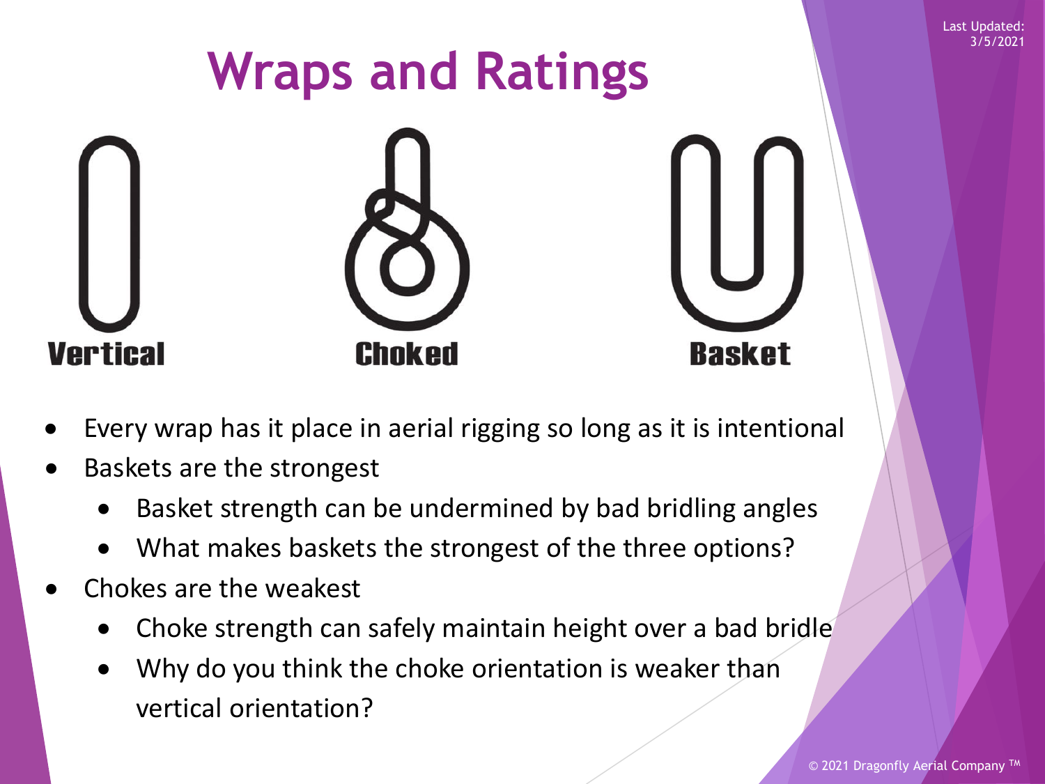# Wraps and Ratings

Vertical

Choked

Basket

- Every wrap has it place in aerial rigging so long as it is intentional
- Baskets are the strongest
  - Basket strength can be undermined by bad bridling angles
  - What makes baskets the strongest of the three options?
- Chokes are the weakest
  - Choke strength can safely maintain height over a bad bridle
  - Why do you think the choke orientation is weaker than vertical orientation?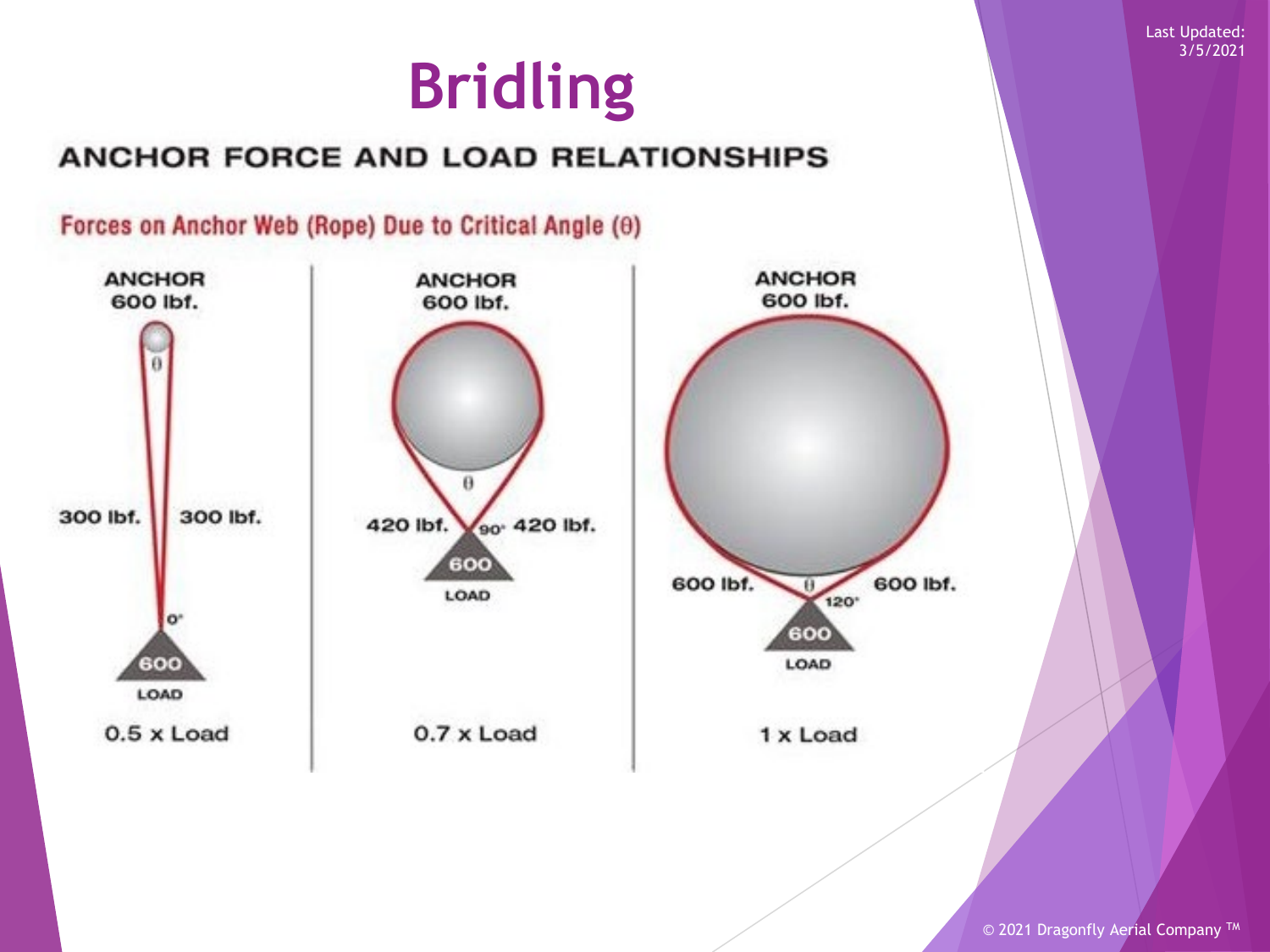# Bridling

## ANCHOR FORCE AND LOAD RELATIONSHIPS

### Forces on Anchor Web (Rope) Due to Critical Angle (θ)

ANCHOR
600 lbf.

θ

300 lbf.

300 lbf.

0°

600

LOAD

0.5 x Load

ANCHOR
600 lbf.

θ

420 lbf.

90°

420 lbf.

600

LOAD

0.7 x Load

ANCHOR
600 lbf.

600 lbf.

θ

600 lbf.

120°

600

LOAD

1 x Load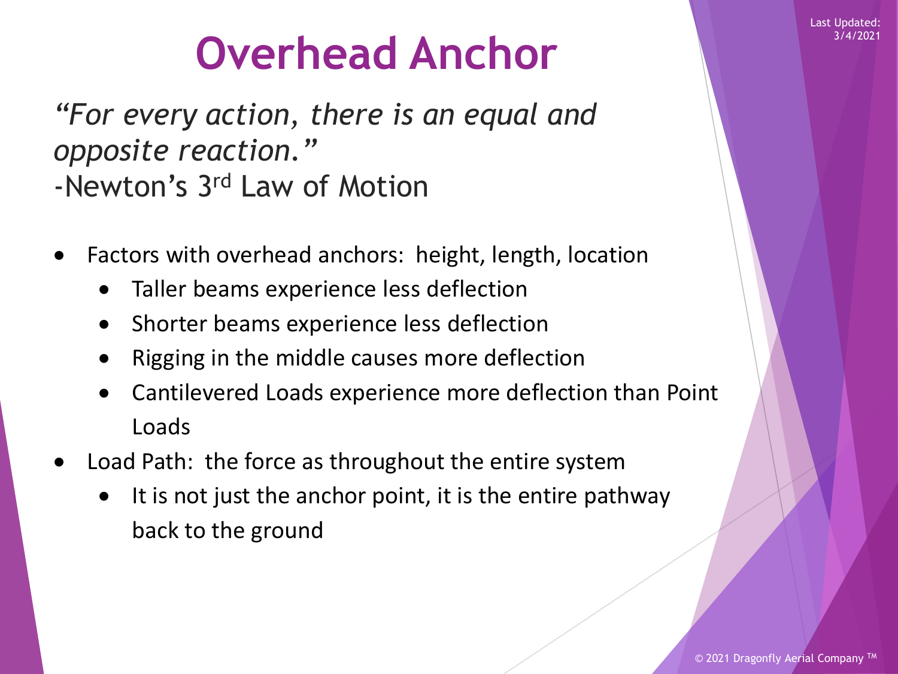# Overhead Anchor

*"For every action, there is an equal and opposite reaction."*
-Newton's 3rd Law of Motion

- Factors with overhead anchors: height, length, location
  - Taller beams experience less deflection
  - Shorter beams experience less deflection
  - Rigging in the middle causes more deflection
  - Cantilevered Loads experience more deflection than Point Loads
- Load Path: the force as throughout the entire system
  - It is not just the anchor point, it is the entire pathway back to the ground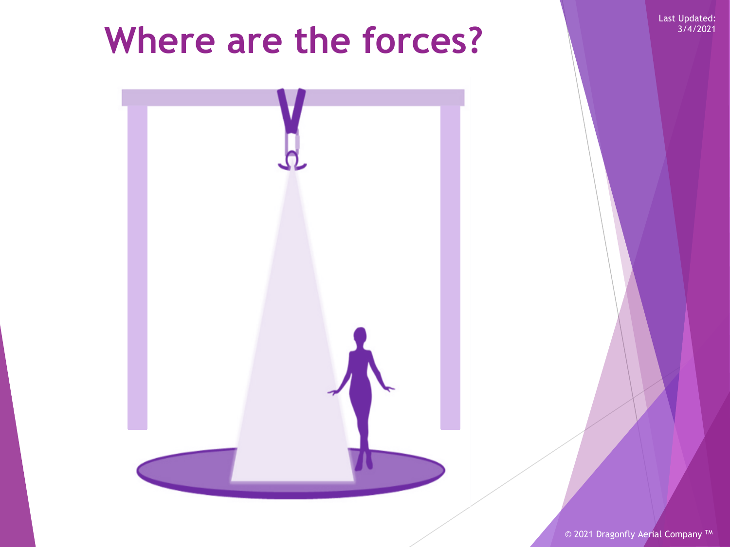# Where are the forces?